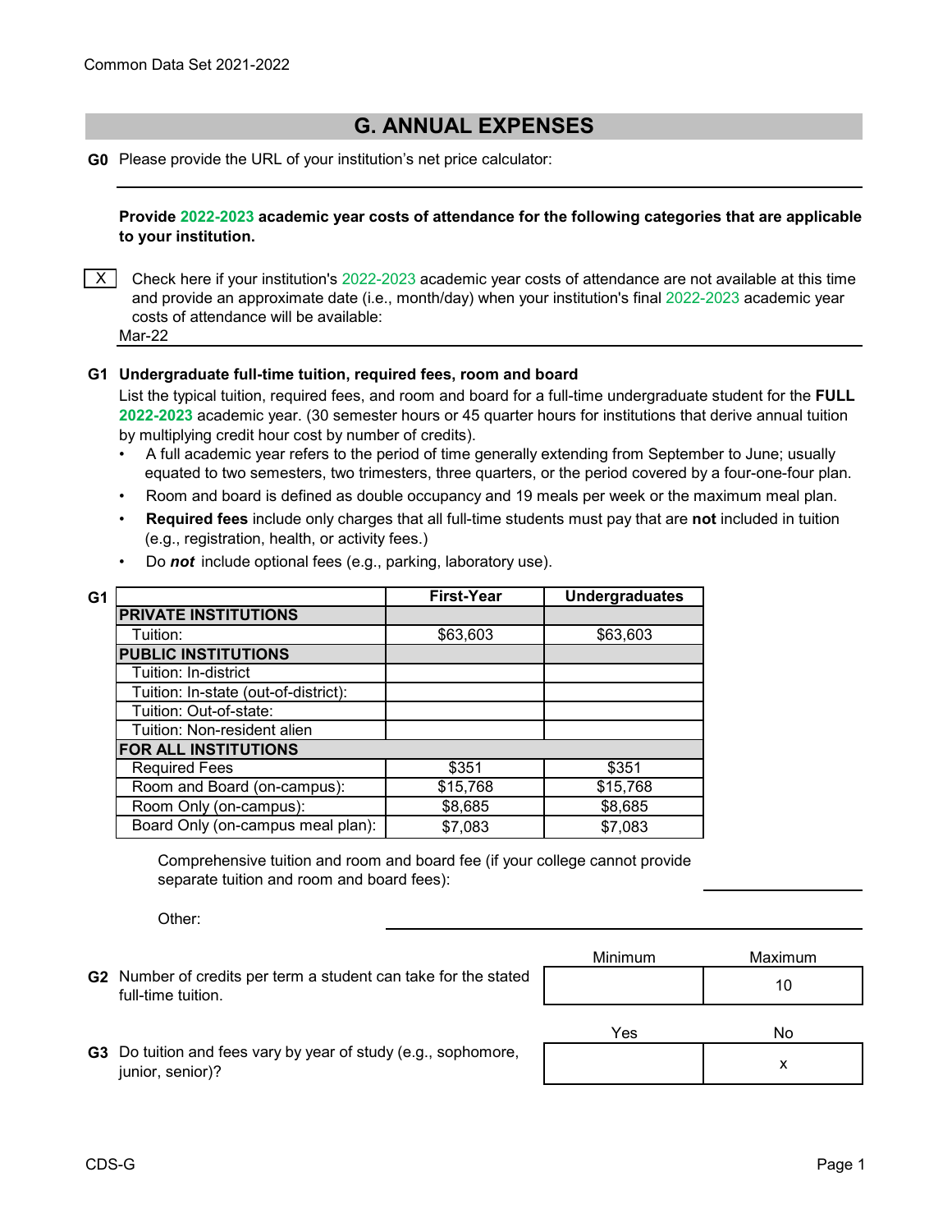Common Data Set 2021-2022

# G. ANNUAL EXPENSES

**G0** Please provide the URL of your institution's net price calculator:

---

**Provide 2022-2023 academic year costs of attendance for the following categories that are applicable to your institution.**

[ X ] Check here if your institution's 2022-2023 academic year costs of attendance are not available at this time and provide an approximate date (i.e., month/day) when your institution's final 2022-2023 academic year costs of attendance will be available:

Mar-22

**G1 Undergraduate full-time tuition, required fees, room and board**

List the typical tuition, required fees, and room and board for a full-time undergraduate student for the **FULL 2022-2023** academic year. (30 semester hours or 45 quarter hours for institutions that derive annual tuition by multiplying credit hour cost by number of credits).

- A full academic year refers to the period of time generally extending from September to June; usually equated to two semesters, two trimesters, three quarters, or the period covered by a four-one-four plan.
- Room and board is defined as double occupancy and 19 meals per week or the maximum meal plan.
- **Required fees** include only charges that all full-time students must pay that are **not** included in tuition (e.g., registration, health, or activity fees.)
- Do ***not*** include optional fees (e.g., parking, laboratory use).

**G1**

| | First-Year | Undergraduates |
|---|---|---|
| **PRIVATE INSTITUTIONS** | | |
| Tuition: | $63,603 | $63,603 |
| **PUBLIC INSTITUTIONS** | | |
| Tuition: In-district | | |
| Tuition: In-state (out-of-district): | | |
| Tuition: Out-of-state: | | |
| Tuition: Non-resident alien | | |
| **FOR ALL INSTITUTIONS** | | |
| Required Fees | $351 | $351 |
| Room and Board (on-campus): | $15,768 | $15,768 |
| Room Only (on-campus): | $8,685 | $8,685 |
| Board Only (on-campus meal plan): | $7,083 | $7,083 |

Comprehensive tuition and room and board fee (if your college cannot provide separate tuition and room and board fees):

Other:

| | Minimum | Maximum |
|---|---|---|
| **G2** Number of credits per term a student can take for the stated full-time tuition. | | 10 |

| | Yes | No |
|---|---|---|
| **G3** Do tuition and fees vary by year of study (e.g., sophomore, junior, senior)? | | x |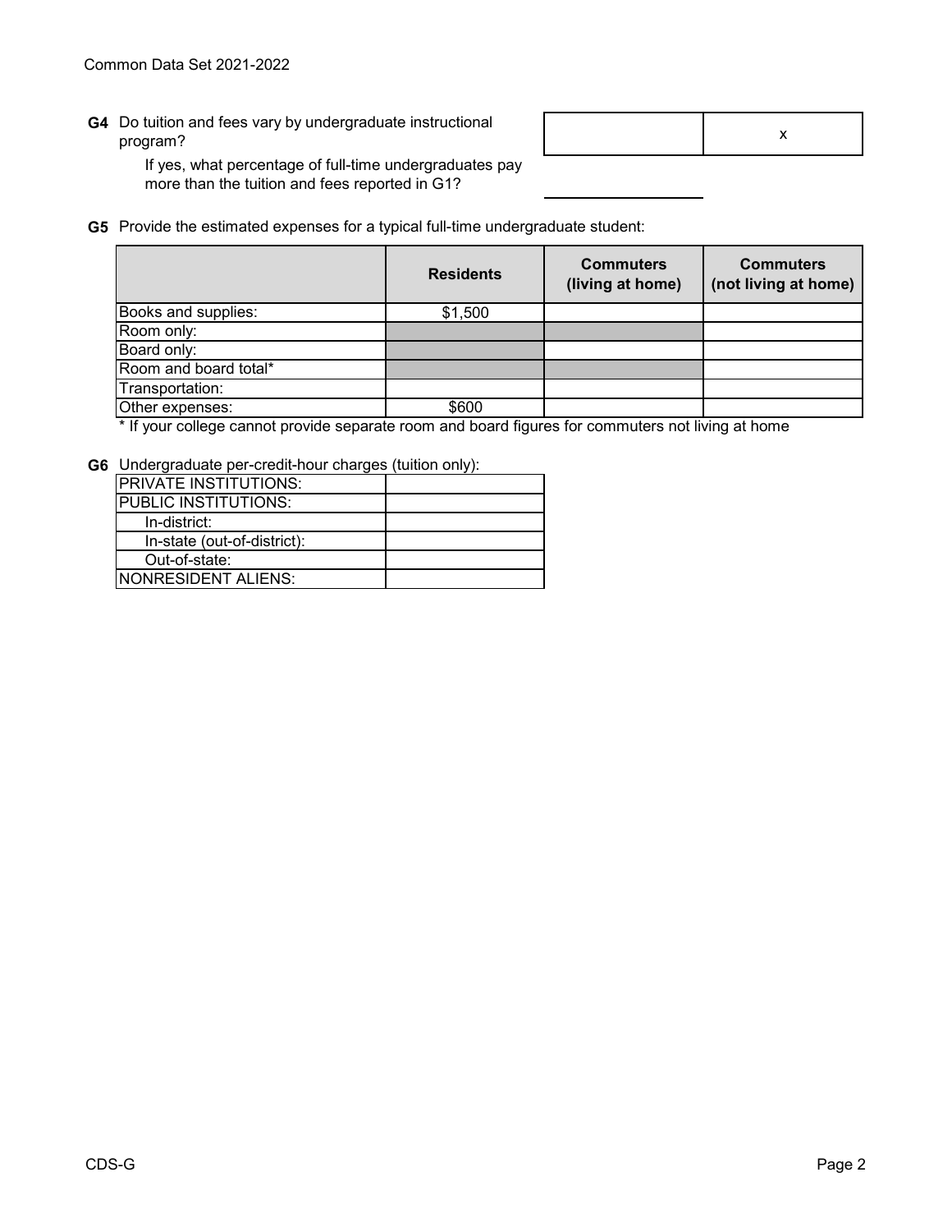Common Data Set 2021-2022

**G4** Do tuition and fees vary by undergraduate instructional program?

| | |
|---|---|
| | x |

If yes, what percentage of full-time undergraduates pay more than the tuition and fees reported in G1? ______

**G5** Provide the estimated expenses for a typical full-time undergraduate student:

| | Residents | Commuters (living at home) | Commuters (not living at home) |
|---|---|---|---|
| Books and supplies: | $1,500 | | |
| Room only: | | | |
| Board only: | | | |
| Room and board total* | | | |
| Transportation: | | | |
| Other expenses: | $600 | | |

\* If your college cannot provide separate room and board figures for commuters not living at home

**G6** Undergraduate per-credit-hour charges (tuition only):

| | |
|---|---|
| PRIVATE INSTITUTIONS: | |
| PUBLIC INSTITUTIONS: | |
| In-district: | |
| In-state (out-of-district): | |
| Out-of-state: | |
| NONRESIDENT ALIENS: | |

CDS-G